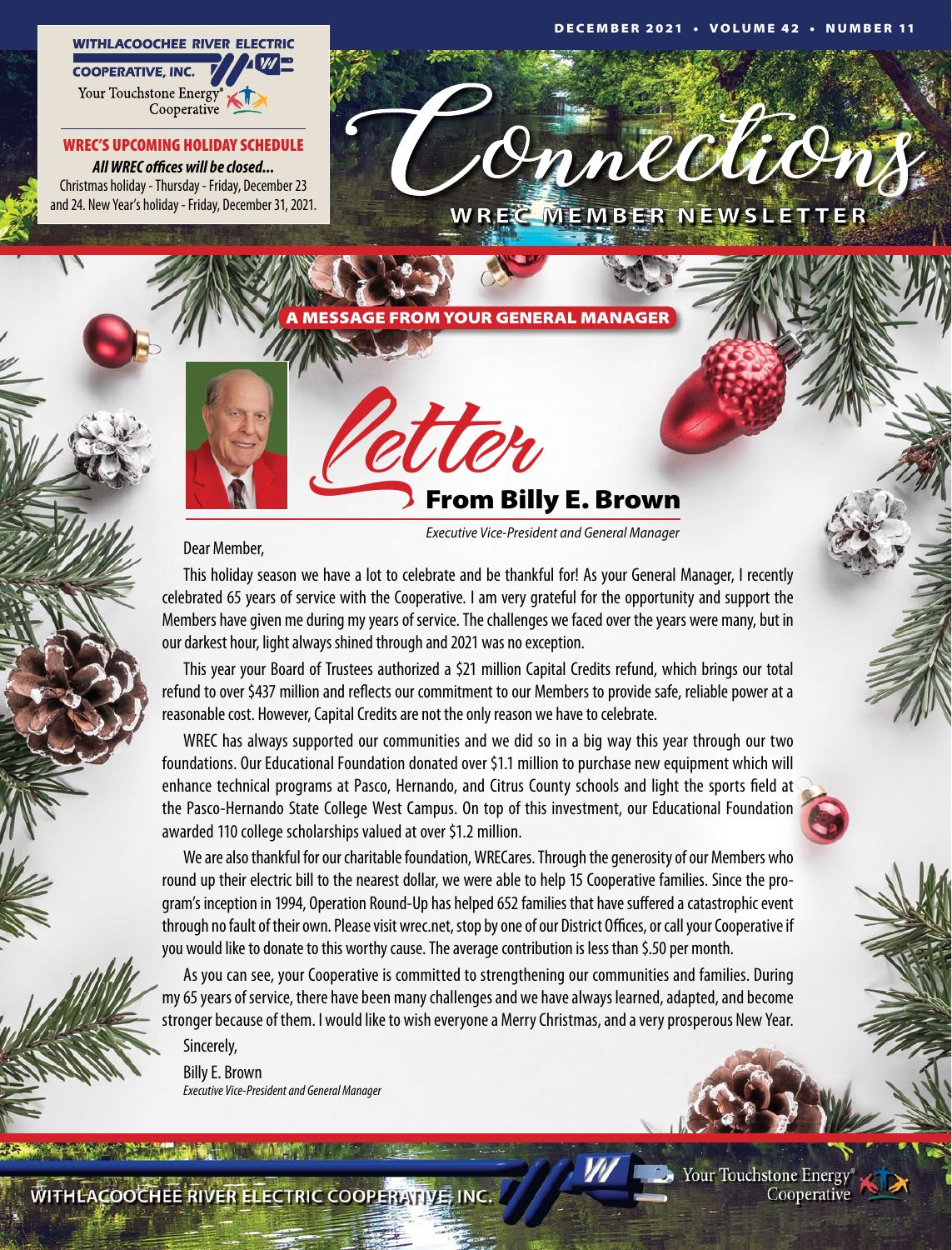DECEMBER 2021 • VOLUME 42 • NUMBER 11

WITHLACOOCHEE RIVER ELECTRIC COOPERATIVE, INC.
Your Touchstone Energy® Cooperative

**WREC'S UPCOMING HOLIDAY SCHEDULE**

***All WREC offices will be closed...***
Christmas holiday - Thursday - Friday, December 23 and 24. New Year's holiday - Friday, December 31, 2021.

# Connections

## WREC MEMBER NEWSLETTER

**A MESSAGE FROM YOUR GENERAL MANAGER**

# Letter From Billy E. Brown

*Executive Vice-President and General Manager*

Dear Member,

This holiday season we have a lot to celebrate and be thankful for! As your General Manager, I recently celebrated 65 years of service with the Cooperative. I am very grateful for the opportunity and support the Members have given me during my years of service. The challenges we faced over the years were many, but in our darkest hour, light always shined through and 2021 was no exception.

This year your Board of Trustees authorized a $21 million Capital Credits refund, which brings our total refund to over $437 million and reflects our commitment to our Members to provide safe, reliable power at a reasonable cost. However, Capital Credits are not the only reason we have to celebrate.

WREC has always supported our communities and we did so in a big way this year through our two foundations. Our Educational Foundation donated over $1.1 million to purchase new equipment which will enhance technical programs at Pasco, Hernando, and Citrus County schools and light the sports field at the Pasco-Hernando State College West Campus. On top of this investment, our Educational Foundation awarded 110 college scholarships valued at over $1.2 million.

We are also thankful for our charitable foundation, WRECares. Through the generosity of our Members who round up their electric bill to the nearest dollar, we were able to help 15 Cooperative families. Since the program's inception in 1994, Operation Round-Up has helped 652 families that have suffered a catastrophic event through no fault of their own. Please visit wrec.net, stop by one of our District Offices, or call your Cooperative if you would like to donate to this worthy cause. The average contribution is less than $.50 per month.

As you can see, your Cooperative is committed to strengthening our communities and families. During my 65 years of service, there have been many challenges and we have always learned, adapted, and become stronger because of them. I would like to wish everyone a Merry Christmas, and a very prosperous New Year.

Sincerely,

Billy E. Brown
*Executive Vice-President and General Manager*

WITHLACOOCHEE RIVER ELECTRIC COOPERATIVE, INC.
Your Touchstone Energy® Cooperative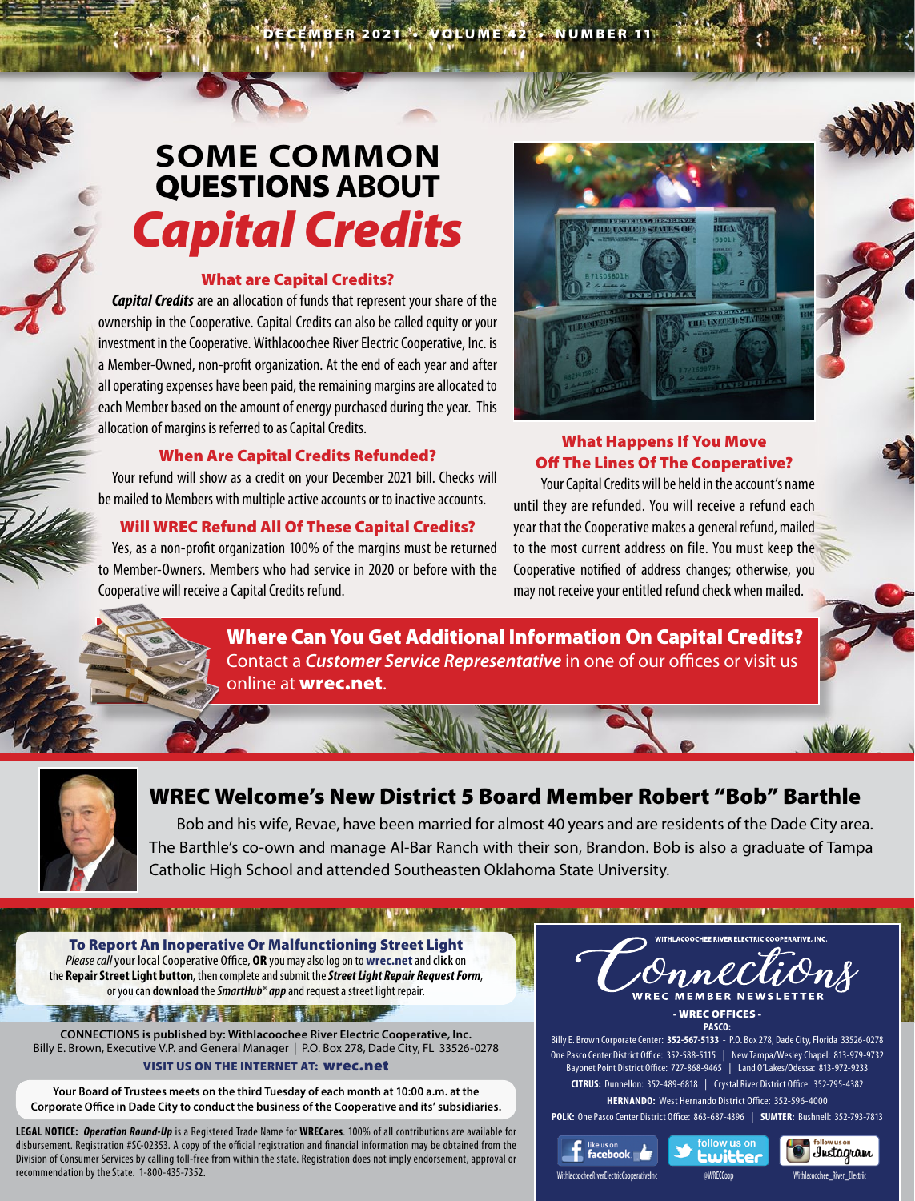# SOME COMMON QUESTIONS ABOUT *Capital Credits*

### What are Capital Credits?

***Capital Credits*** are an allocation of funds that represent your share of the ownership in the Cooperative. Capital Credits can also be called equity or your investment in the Cooperative. Withlacoochee River Electric Cooperative, Inc. is a Member-Owned, non-profit organization. At the end of each year and after all operating expenses have been paid, the remaining margins are allocated to each Member based on the amount of energy purchased during the year. This allocation of margins is referred to as Capital Credits.

### When Are Capital Credits Refunded?

Your refund will show as a credit on your December 2021 bill. Checks will be mailed to Members with multiple active accounts or to inactive accounts.

### Will WREC Refund All Of These Capital Credits?

Yes, as a non-profit organization 100% of the margins must be returned to Member-Owners. Members who had service in 2020 or before with the Cooperative will receive a Capital Credits refund.

### What Happens If You Move Off The Lines Of The Cooperative?

Your Capital Credits will be held in the account's name until they are refunded. You will receive a refund each year that the Cooperative makes a general refund, mailed to the most current address on file. You must keep the Cooperative notified of address changes; otherwise, you may not receive your entitled refund check when mailed.

### Where Can You Get Additional Information On Capital Credits?

Contact a *Customer Service Representative* in one of our offices or visit us online at **wrec.net**.

## WREC Welcome's New District 5 Board Member Robert "Bob" Barthle

Bob and his wife, Revae, have been married for almost 40 years and are residents of the Dade City area. The Barthle's co-own and manage Al-Bar Ranch with their son, Brandon. Bob is also a graduate of Tampa Catholic High School and attended Southeasten Oklahoma State University.

**To Report An Inoperative Or Malfunctioning Street Light**

*Please call* your local Cooperative Office, **OR** you may also log on to **wrec.net** and **click** on the **Repair Street Light button**, then complete and submit the ***Street Light Repair Request Form***, or you can **download** the ***SmartHub® app*** and request a street light repair.

**CONNECTIONS is published by: Withlacoochee River Electric Cooperative, Inc.**
Billy E. Brown, Executive V.P. and General Manager | P.O. Box 278, Dade City, FL 33526-0278

**VISIT US ON THE INTERNET AT: wrec.net**

**Your Board of Trustees meets on the third Tuesday of each month at 10:00 a.m. at the Corporate Office in Dade City to conduct the business of the Cooperative and its' subsidiaries.**

**LEGAL NOTICE:** ***Operation Round-Up*** is a Registered Trade Name for **WRECares**. 100% of all contributions are available for disbursement. Registration #SC-02353. A copy of the official registration and financial information may be obtained from the Division of Consumer Services by calling toll-free from within the state. Registration does not imply endorsement, approval or recommendation by the State. 1-800-435-7352.

WITHLACOOCHEE RIVER ELECTRIC COOPERATIVE, INC.
**Connections**
WREC MEMBER NEWSLETTER

**- WREC OFFICES -**

**PASCO:**
Billy E. Brown Corporate Center: **352-567-5133** - P.O. Box 278, Dade City, Florida 33526-0278
One Pasco Center District Office: 352-588-5115 | New Tampa/Wesley Chapel: 813-979-9732
Bayonet Point District Office: 727-868-9465 | Land O'Lakes/Odessa: 813-972-9233

**CITRUS:** Dunnellon: 352-489-6818 | Crystal River District Office: 352-795-4382

**HERNANDO:** West Hernando District Office: 352-596-4000

**POLK:** One Pasco Center District Office: 863-687-4396 | **SUMTER:** Bushnell: 352-793-7813

Like us on facebook — WithlacoocheeRiverElectricCooperativeInc
Follow us on twitter — @WRECCoop
Follow us on Instagram — Withlacoochee_River_Electric